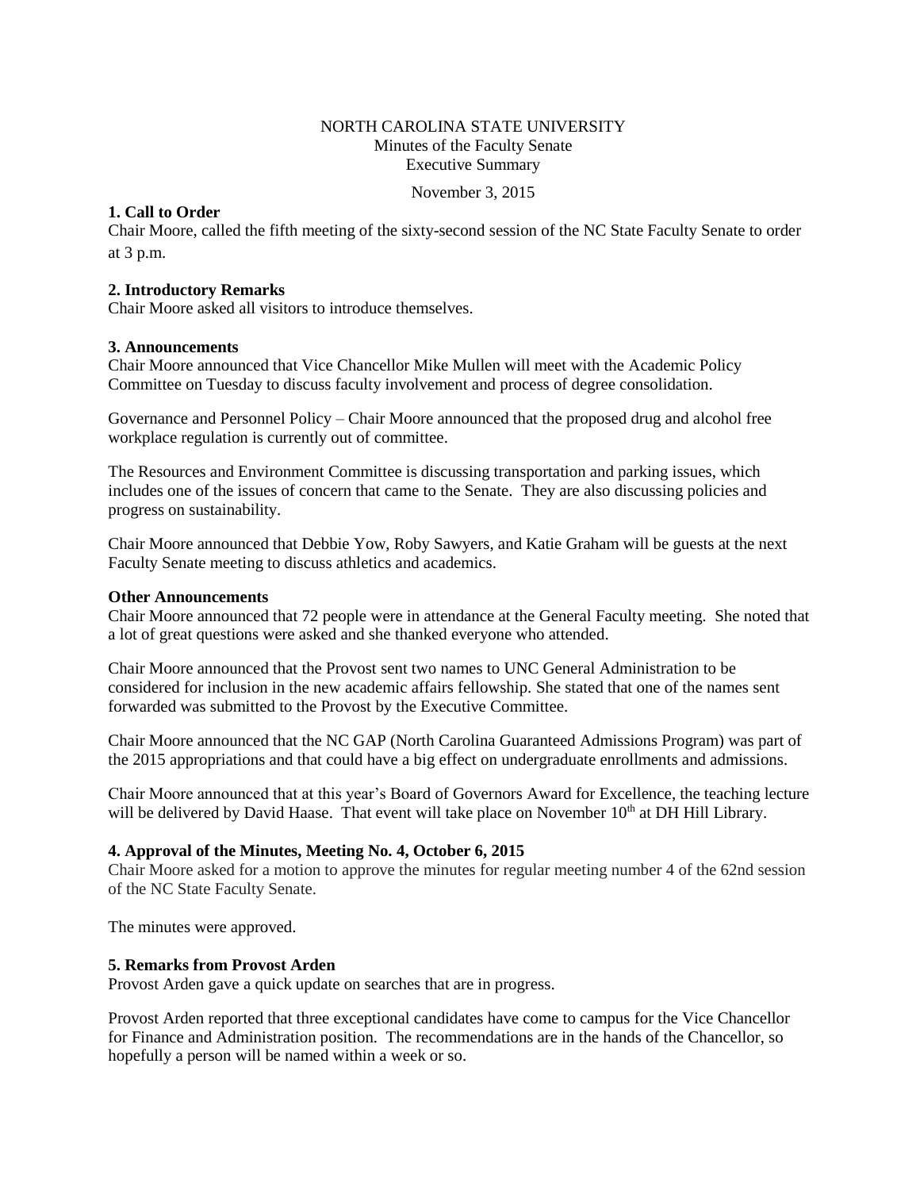NORTH CAROLINA STATE UNIVERSITY
Minutes of the Faculty Senate
Executive Summary

November 3, 2015

**1. Call to Order**

Chair Moore, called the fifth meeting of the sixty-second session of the NC State Faculty Senate to order at 3 p.m.

**2. Introductory Remarks**

Chair Moore asked all visitors to introduce themselves.

**3. Announcements**

Chair Moore announced that Vice Chancellor Mike Mullen will meet with the Academic Policy Committee on Tuesday to discuss faculty involvement and process of degree consolidation.

Governance and Personnel Policy – Chair Moore announced that the proposed drug and alcohol free workplace regulation is currently out of committee.

The Resources and Environment Committee is discussing transportation and parking issues, which includes one of the issues of concern that came to the Senate. They are also discussing policies and progress on sustainability.

Chair Moore announced that Debbie Yow, Roby Sawyers, and Katie Graham will be guests at the next Faculty Senate meeting to discuss athletics and academics.

**Other Announcements**

Chair Moore announced that 72 people were in attendance at the General Faculty meeting. She noted that a lot of great questions were asked and she thanked everyone who attended.

Chair Moore announced that the Provost sent two names to UNC General Administration to be considered for inclusion in the new academic affairs fellowship. She stated that one of the names sent forwarded was submitted to the Provost by the Executive Committee.

Chair Moore announced that the NC GAP (North Carolina Guaranteed Admissions Program) was part of the 2015 appropriations and that could have a big effect on undergraduate enrollments and admissions.

Chair Moore announced that at this year's Board of Governors Award for Excellence, the teaching lecture will be delivered by David Haase. That event will take place on November 10th at DH Hill Library.

**4. Approval of the Minutes, Meeting No. 4, October 6, 2015**

Chair Moore asked for a motion to approve the minutes for regular meeting number 4 of the 62nd session of the NC State Faculty Senate.

The minutes were approved.

**5. Remarks from Provost Arden**

Provost Arden gave a quick update on searches that are in progress.

Provost Arden reported that three exceptional candidates have come to campus for the Vice Chancellor for Finance and Administration position. The recommendations are in the hands of the Chancellor, so hopefully a person will be named within a week or so.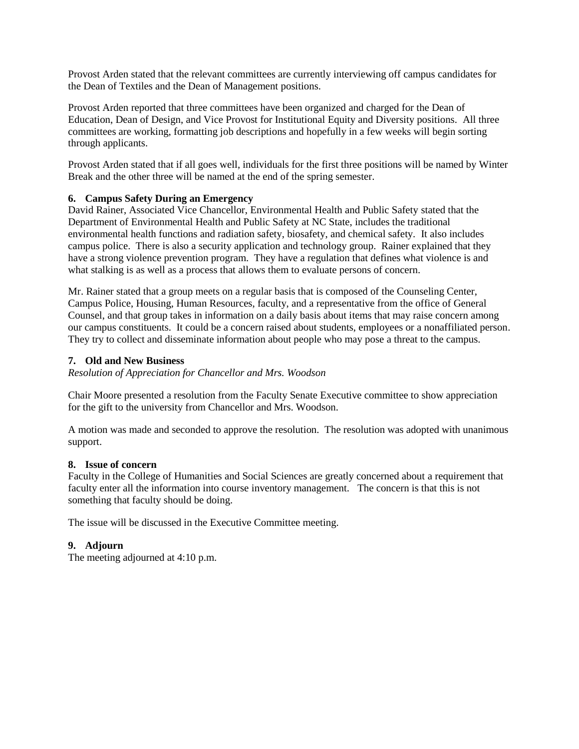Provost Arden stated that the relevant committees are currently interviewing off campus candidates for the Dean of Textiles and the Dean of Management positions.

Provost Arden reported that three committees have been organized and charged for the Dean of Education, Dean of Design, and Vice Provost for Institutional Equity and Diversity positions. All three committees are working, formatting job descriptions and hopefully in a few weeks will begin sorting through applicants.

Provost Arden stated that if all goes well, individuals for the first three positions will be named by Winter Break and the other three will be named at the end of the spring semester.

**6. Campus Safety During an Emergency**
David Rainer, Associated Vice Chancellor, Environmental Health and Public Safety stated that the Department of Environmental Health and Public Safety at NC State, includes the traditional environmental health functions and radiation safety, biosafety, and chemical safety. It also includes campus police. There is also a security application and technology group. Rainer explained that they have a strong violence prevention program. They have a regulation that defines what violence is and what stalking is as well as a process that allows them to evaluate persons of concern.

Mr. Rainer stated that a group meets on a regular basis that is composed of the Counseling Center, Campus Police, Housing, Human Resources, faculty, and a representative from the office of General Counsel, and that group takes in information on a daily basis about items that may raise concern among our campus constituents. It could be a concern raised about students, employees or a nonaffiliated person. They try to collect and disseminate information about people who may pose a threat to the campus.

**7. Old and New Business**
*Resolution of Appreciation for Chancellor and Mrs. Woodson*

Chair Moore presented a resolution from the Faculty Senate Executive committee to show appreciation for the gift to the university from Chancellor and Mrs. Woodson.

A motion was made and seconded to approve the resolution. The resolution was adopted with unanimous support.

**8. Issue of concern**
Faculty in the College of Humanities and Social Sciences are greatly concerned about a requirement that faculty enter all the information into course inventory management. The concern is that this is not something that faculty should be doing.

The issue will be discussed in the Executive Committee meeting.

**9. Adjourn**
The meeting adjourned at 4:10 p.m.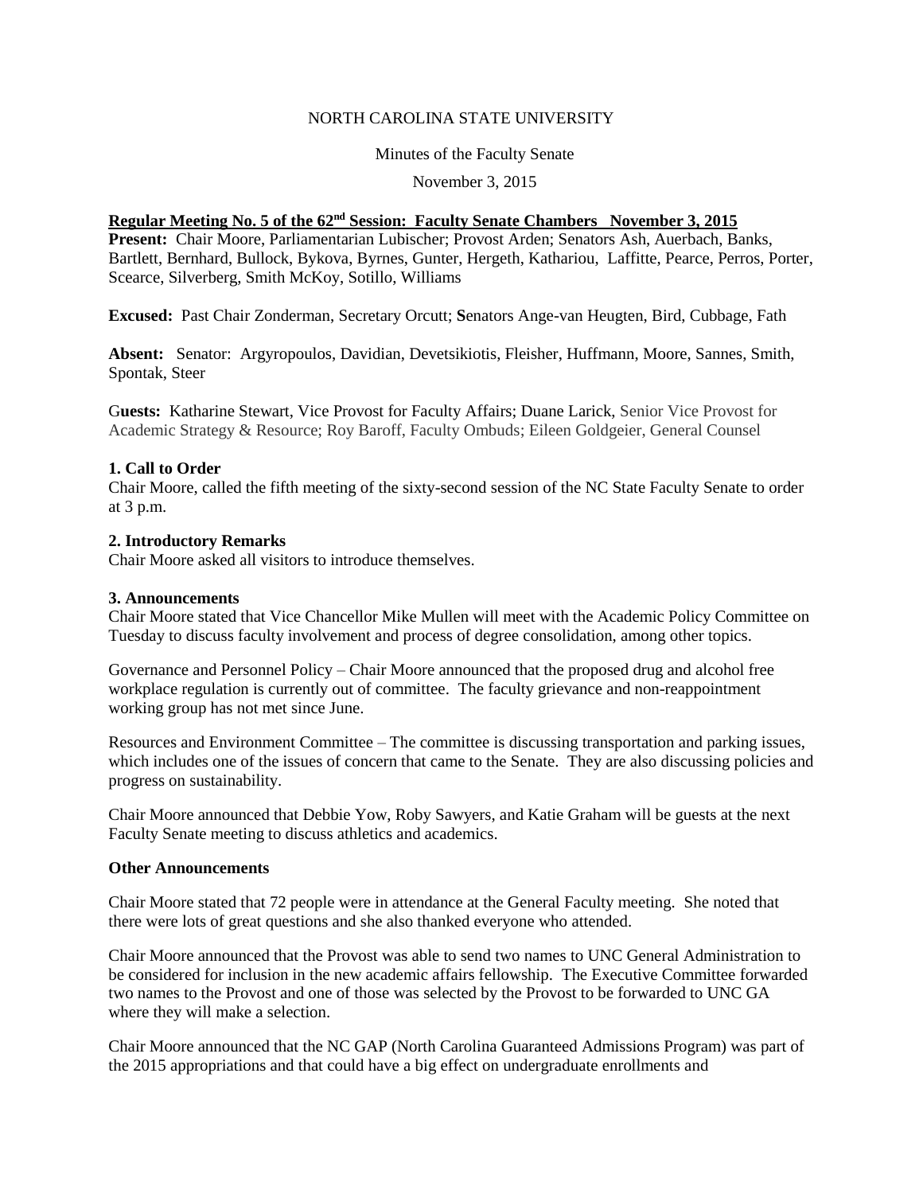NORTH CAROLINA STATE UNIVERSITY

Minutes of the Faculty Senate

November 3, 2015

**Regular Meeting No. 5 of the 62nd Session: Faculty Senate Chambers November 3, 2015**

**Present:** Chair Moore, Parliamentarian Lubischer; Provost Arden; Senators Ash, Auerbach, Banks, Bartlett, Bernhard, Bullock, Bykova, Byrnes, Gunter, Hergeth, Kathariou, Laffitte, Pearce, Perros, Porter, Scearce, Silverberg, Smith McKoy, Sotillo, Williams

**Excused:** Past Chair Zonderman, Secretary Orcutt; **S**enators Ange-van Heugten, Bird, Cubbage, Fath

**Absent:** Senator: Argyropoulos, Davidian, Devetsikiotis, Fleisher, Huffmann, Moore, Sannes, Smith, Spontak, Steer

G**uests:** Katharine Stewart, Vice Provost for Faculty Affairs; Duane Larick, Senior Vice Provost for Academic Strategy & Resource; Roy Baroff, Faculty Ombuds; Eileen Goldgeier, General Counsel

**1. Call to Order**

Chair Moore, called the fifth meeting of the sixty-second session of the NC State Faculty Senate to order at 3 p.m.

**2. Introductory Remarks**

Chair Moore asked all visitors to introduce themselves.

**3. Announcements**

Chair Moore stated that Vice Chancellor Mike Mullen will meet with the Academic Policy Committee on Tuesday to discuss faculty involvement and process of degree consolidation, among other topics.

Governance and Personnel Policy – Chair Moore announced that the proposed drug and alcohol free workplace regulation is currently out of committee. The faculty grievance and non-reappointment working group has not met since June.

Resources and Environment Committee – The committee is discussing transportation and parking issues, which includes one of the issues of concern that came to the Senate. They are also discussing policies and progress on sustainability.

Chair Moore announced that Debbie Yow, Roby Sawyers, and Katie Graham will be guests at the next Faculty Senate meeting to discuss athletics and academics.

**Other Announcements**

Chair Moore stated that 72 people were in attendance at the General Faculty meeting. She noted that there were lots of great questions and she also thanked everyone who attended.

Chair Moore announced that the Provost was able to send two names to UNC General Administration to be considered for inclusion in the new academic affairs fellowship. The Executive Committee forwarded two names to the Provost and one of those was selected by the Provost to be forwarded to UNC GA where they will make a selection.

Chair Moore announced that the NC GAP (North Carolina Guaranteed Admissions Program) was part of the 2015 appropriations and that could have a big effect on undergraduate enrollments and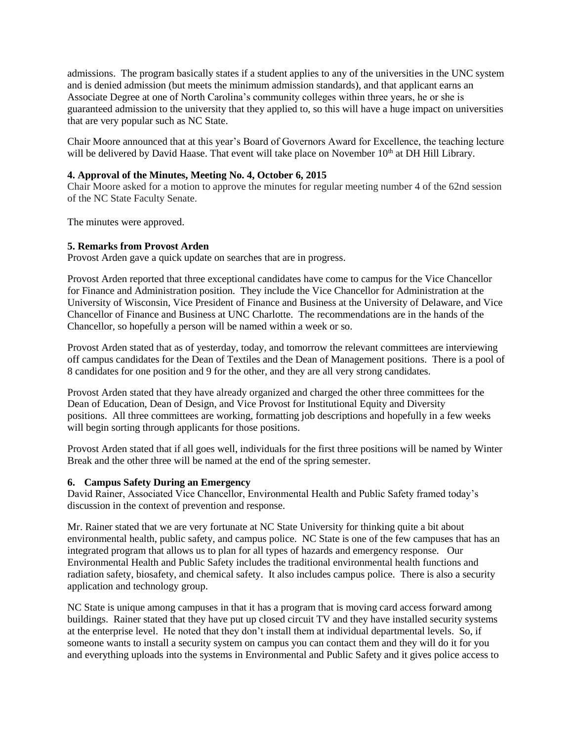admissions. The program basically states if a student applies to any of the universities in the UNC system and is denied admission (but meets the minimum admission standards), and that applicant earns an Associate Degree at one of North Carolina's community colleges within three years, he or she is guaranteed admission to the university that they applied to, so this will have a huge impact on universities that are very popular such as NC State.

Chair Moore announced that at this year's Board of Governors Award for Excellence, the teaching lecture will be delivered by David Haase. That event will take place on November 10th at DH Hill Library.

**4. Approval of the Minutes, Meeting No. 4, October 6, 2015**

Chair Moore asked for a motion to approve the minutes for regular meeting number 4 of the 62nd session of the NC State Faculty Senate.

The minutes were approved.

**5. Remarks from Provost Arden**

Provost Arden gave a quick update on searches that are in progress.

Provost Arden reported that three exceptional candidates have come to campus for the Vice Chancellor for Finance and Administration position. They include the Vice Chancellor for Administration at the University of Wisconsin, Vice President of Finance and Business at the University of Delaware, and Vice Chancellor of Finance and Business at UNC Charlotte. The recommendations are in the hands of the Chancellor, so hopefully a person will be named within a week or so.

Provost Arden stated that as of yesterday, today, and tomorrow the relevant committees are interviewing off campus candidates for the Dean of Textiles and the Dean of Management positions. There is a pool of 8 candidates for one position and 9 for the other, and they are all very strong candidates.

Provost Arden stated that they have already organized and charged the other three committees for the Dean of Education, Dean of Design, and Vice Provost for Institutional Equity and Diversity positions. All three committees are working, formatting job descriptions and hopefully in a few weeks will begin sorting through applicants for those positions.

Provost Arden stated that if all goes well, individuals for the first three positions will be named by Winter Break and the other three will be named at the end of the spring semester.

**6. Campus Safety During an Emergency**

David Rainer, Associated Vice Chancellor, Environmental Health and Public Safety framed today's discussion in the context of prevention and response.

Mr. Rainer stated that we are very fortunate at NC State University for thinking quite a bit about environmental health, public safety, and campus police. NC State is one of the few campuses that has an integrated program that allows us to plan for all types of hazards and emergency response. Our Environmental Health and Public Safety includes the traditional environmental health functions and radiation safety, biosafety, and chemical safety. It also includes campus police. There is also a security application and technology group.

NC State is unique among campuses in that it has a program that is moving card access forward among buildings. Rainer stated that they have put up closed circuit TV and they have installed security systems at the enterprise level. He noted that they don't install them at individual departmental levels. So, if someone wants to install a security system on campus you can contact them and they will do it for you and everything uploads into the systems in Environmental and Public Safety and it gives police access to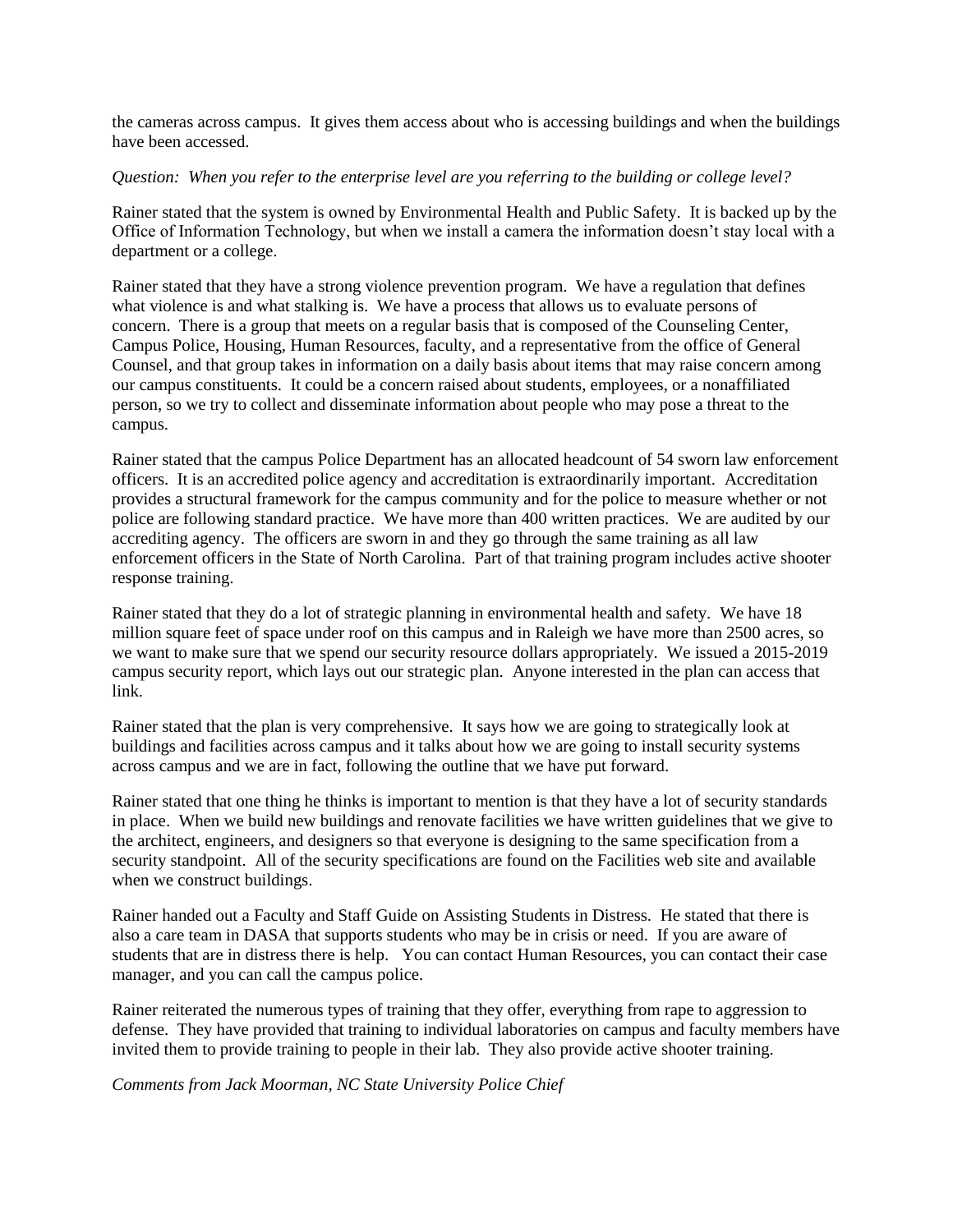the cameras across campus. It gives them access about who is accessing buildings and when the buildings have been accessed.

*Question: When you refer to the enterprise level are you referring to the building or college level?*

Rainer stated that the system is owned by Environmental Health and Public Safety. It is backed up by the Office of Information Technology, but when we install a camera the information doesn't stay local with a department or a college.

Rainer stated that they have a strong violence prevention program. We have a regulation that defines what violence is and what stalking is. We have a process that allows us to evaluate persons of concern. There is a group that meets on a regular basis that is composed of the Counseling Center, Campus Police, Housing, Human Resources, faculty, and a representative from the office of General Counsel, and that group takes in information on a daily basis about items that may raise concern among our campus constituents. It could be a concern raised about students, employees, or a nonaffiliated person, so we try to collect and disseminate information about people who may pose a threat to the campus.

Rainer stated that the campus Police Department has an allocated headcount of 54 sworn law enforcement officers. It is an accredited police agency and accreditation is extraordinarily important. Accreditation provides a structural framework for the campus community and for the police to measure whether or not police are following standard practice. We have more than 400 written practices. We are audited by our accrediting agency. The officers are sworn in and they go through the same training as all law enforcement officers in the State of North Carolina. Part of that training program includes active shooter response training.

Rainer stated that they do a lot of strategic planning in environmental health and safety. We have 18 million square feet of space under roof on this campus and in Raleigh we have more than 2500 acres, so we want to make sure that we spend our security resource dollars appropriately. We issued a 2015-2019 campus security report, which lays out our strategic plan. Anyone interested in the plan can access that link.

Rainer stated that the plan is very comprehensive. It says how we are going to strategically look at buildings and facilities across campus and it talks about how we are going to install security systems across campus and we are in fact, following the outline that we have put forward.

Rainer stated that one thing he thinks is important to mention is that they have a lot of security standards in place. When we build new buildings and renovate facilities we have written guidelines that we give to the architect, engineers, and designers so that everyone is designing to the same specification from a security standpoint. All of the security specifications are found on the Facilities web site and available when we construct buildings.

Rainer handed out a Faculty and Staff Guide on Assisting Students in Distress. He stated that there is also a care team in DASA that supports students who may be in crisis or need. If you are aware of students that are in distress there is help. You can contact Human Resources, you can contact their case manager, and you can call the campus police.

Rainer reiterated the numerous types of training that they offer, everything from rape to aggression to defense. They have provided that training to individual laboratories on campus and faculty members have invited them to provide training to people in their lab. They also provide active shooter training.

*Comments from Jack Moorman, NC State University Police Chief*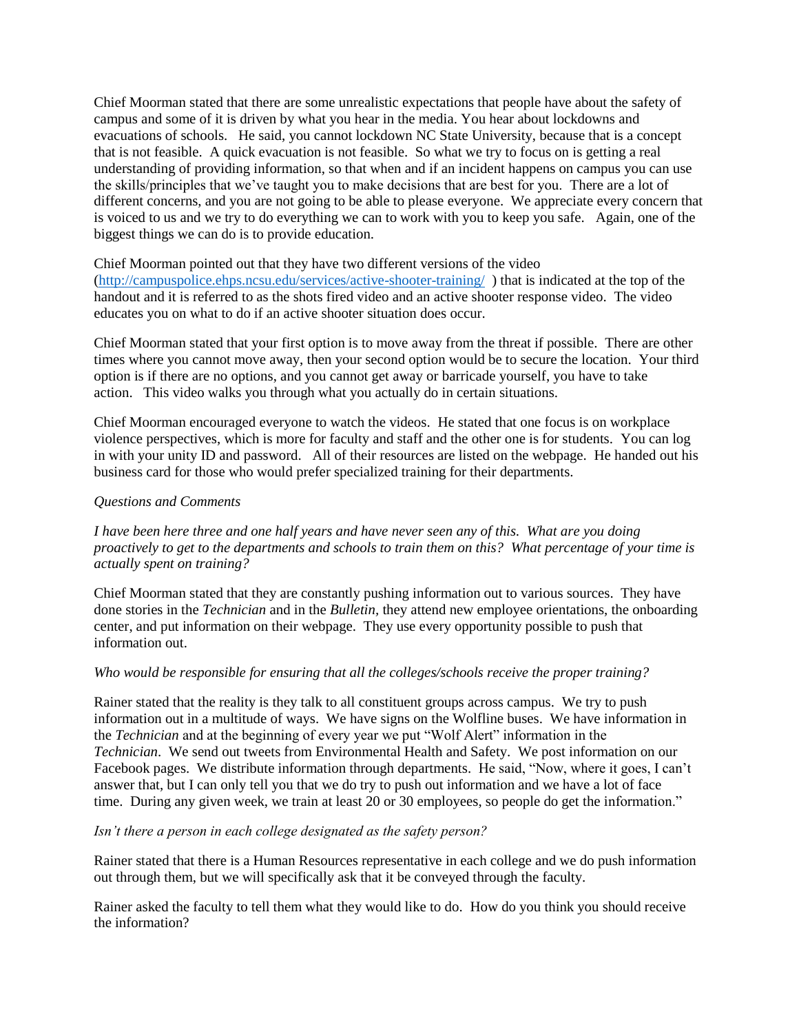Chief Moorman stated that there are some unrealistic expectations that people have about the safety of campus and some of it is driven by what you hear in the media. You hear about lockdowns and evacuations of schools. He said, you cannot lockdown NC State University, because that is a concept that is not feasible. A quick evacuation is not feasible. So what we try to focus on is getting a real understanding of providing information, so that when and if an incident happens on campus you can use the skills/principles that we've taught you to make decisions that are best for you. There are a lot of different concerns, and you are not going to be able to please everyone. We appreciate every concern that is voiced to us and we try to do everything we can to work with you to keep you safe. Again, one of the biggest things we can do is to provide education.

Chief Moorman pointed out that they have two different versions of the video (http://campuspolice.ehps.ncsu.edu/services/active-shooter-training/ ) that is indicated at the top of the handout and it is referred to as the shots fired video and an active shooter response video. The video educates you on what to do if an active shooter situation does occur.

Chief Moorman stated that your first option is to move away from the threat if possible. There are other times where you cannot move away, then your second option would be to secure the location. Your third option is if there are no options, and you cannot get away or barricade yourself, you have to take action. This video walks you through what you actually do in certain situations.

Chief Moorman encouraged everyone to watch the videos. He stated that one focus is on workplace violence perspectives, which is more for faculty and staff and the other one is for students. You can log in with your unity ID and password. All of their resources are listed on the webpage. He handed out his business card for those who would prefer specialized training for their departments.

*Questions and Comments*

*I have been here three and one half years and have never seen any of this. What are you doing proactively to get to the departments and schools to train them on this? What percentage of your time is actually spent on training?*

Chief Moorman stated that they are constantly pushing information out to various sources. They have done stories in the *Technician* and in the *Bulletin,* they attend new employee orientations, the onboarding center, and put information on their webpage. They use every opportunity possible to push that information out.

*Who would be responsible for ensuring that all the colleges/schools receive the proper training?*

Rainer stated that the reality is they talk to all constituent groups across campus. We try to push information out in a multitude of ways. We have signs on the Wolfline buses. We have information in the *Technician* and at the beginning of every year we put "Wolf Alert" information in the *Technician*. We send out tweets from Environmental Health and Safety. We post information on our Facebook pages. We distribute information through departments. He said, "Now, where it goes, I can't answer that, but I can only tell you that we do try to push out information and we have a lot of face time. During any given week, we train at least 20 or 30 employees, so people do get the information."

*Isn't there a person in each college designated as the safety person?*

Rainer stated that there is a Human Resources representative in each college and we do push information out through them, but we will specifically ask that it be conveyed through the faculty.

Rainer asked the faculty to tell them what they would like to do. How do you think you should receive the information?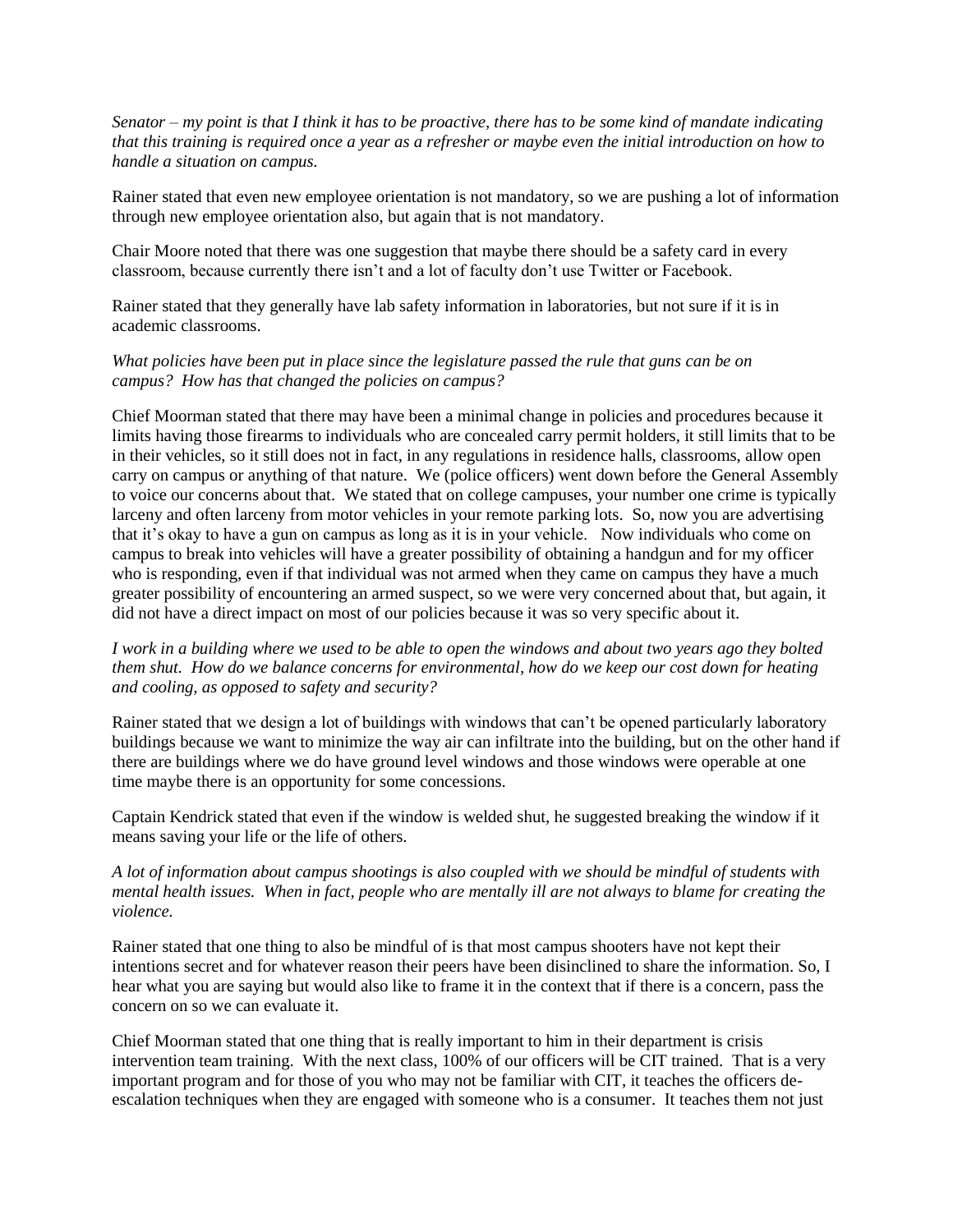*Senator – my point is that I think it has to be proactive, there has to be some kind of mandate indicating that this training is required once a year as a refresher or maybe even the initial introduction on how to handle a situation on campus.*

Rainer stated that even new employee orientation is not mandatory, so we are pushing a lot of information through new employee orientation also, but again that is not mandatory.

Chair Moore noted that there was one suggestion that maybe there should be a safety card in every classroom, because currently there isn't and a lot of faculty don't use Twitter or Facebook.

Rainer stated that they generally have lab safety information in laboratories, but not sure if it is in academic classrooms.

*What policies have been put in place since the legislature passed the rule that guns can be on campus? How has that changed the policies on campus?*

Chief Moorman stated that there may have been a minimal change in policies and procedures because it limits having those firearms to individuals who are concealed carry permit holders, it still limits that to be in their vehicles, so it still does not in fact, in any regulations in residence halls, classrooms, allow open carry on campus or anything of that nature. We (police officers) went down before the General Assembly to voice our concerns about that. We stated that on college campuses, your number one crime is typically larceny and often larceny from motor vehicles in your remote parking lots. So, now you are advertising that it's okay to have a gun on campus as long as it is in your vehicle. Now individuals who come on campus to break into vehicles will have a greater possibility of obtaining a handgun and for my officer who is responding, even if that individual was not armed when they came on campus they have a much greater possibility of encountering an armed suspect, so we were very concerned about that, but again, it did not have a direct impact on most of our policies because it was so very specific about it.

*I work in a building where we used to be able to open the windows and about two years ago they bolted them shut. How do we balance concerns for environmental, how do we keep our cost down for heating and cooling, as opposed to safety and security?*

Rainer stated that we design a lot of buildings with windows that can't be opened particularly laboratory buildings because we want to minimize the way air can infiltrate into the building, but on the other hand if there are buildings where we do have ground level windows and those windows were operable at one time maybe there is an opportunity for some concessions.

Captain Kendrick stated that even if the window is welded shut, he suggested breaking the window if it means saving your life or the life of others.

*A lot of information about campus shootings is also coupled with we should be mindful of students with mental health issues. When in fact, people who are mentally ill are not always to blame for creating the violence.*

Rainer stated that one thing to also be mindful of is that most campus shooters have not kept their intentions secret and for whatever reason their peers have been disinclined to share the information. So, I hear what you are saying but would also like to frame it in the context that if there is a concern, pass the concern on so we can evaluate it.

Chief Moorman stated that one thing that is really important to him in their department is crisis intervention team training. With the next class, 100% of our officers will be CIT trained. That is a very important program and for those of you who may not be familiar with CIT, it teaches the officers de-escalation techniques when they are engaged with someone who is a consumer. It teaches them not just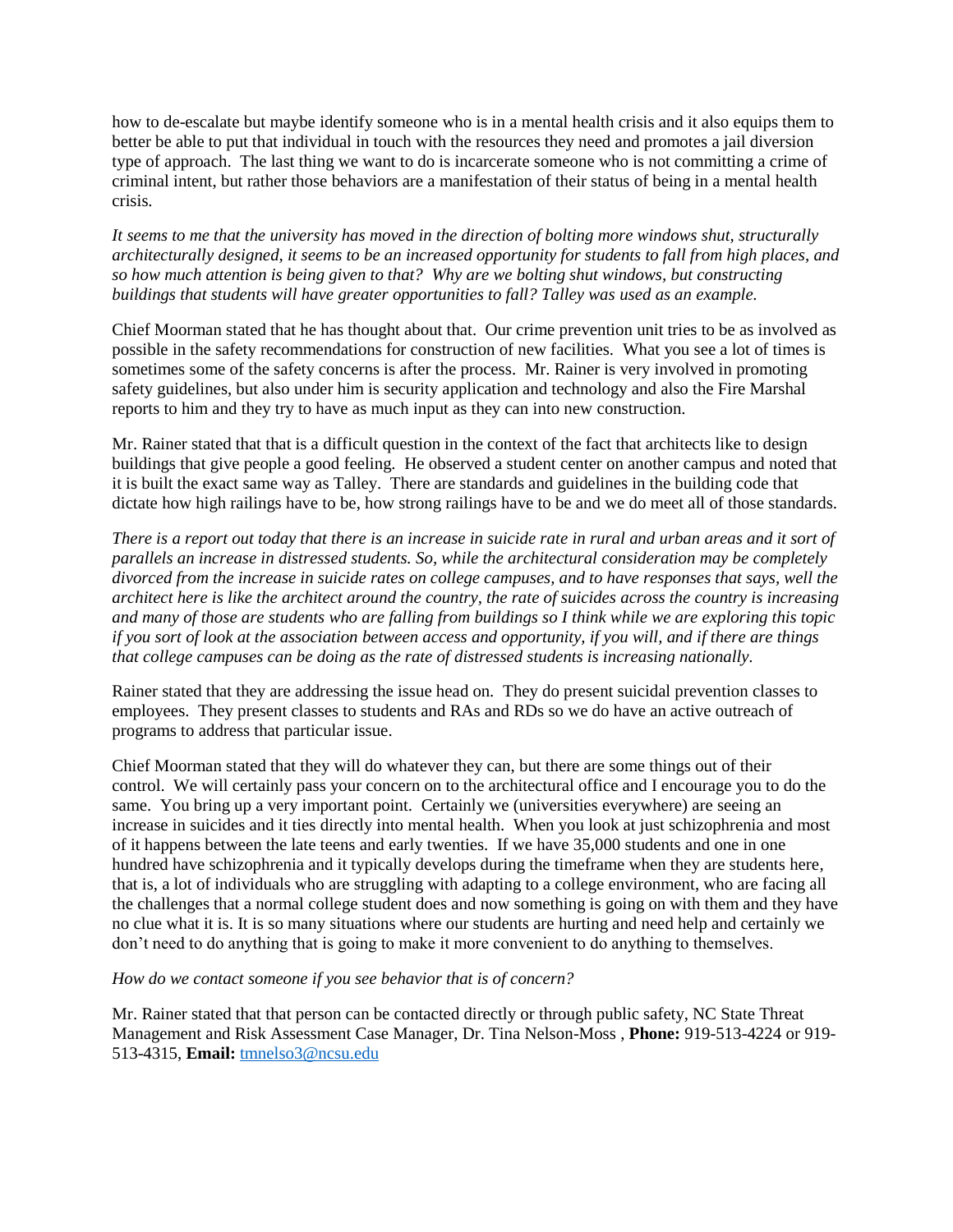how to de-escalate but maybe identify someone who is in a mental health crisis and it also equips them to better be able to put that individual in touch with the resources they need and promotes a jail diversion type of approach. The last thing we want to do is incarcerate someone who is not committing a crime of criminal intent, but rather those behaviors are a manifestation of their status of being in a mental health crisis.

*It seems to me that the university has moved in the direction of bolting more windows shut, structurally architecturally designed, it seems to be an increased opportunity for students to fall from high places, and so how much attention is being given to that? Why are we bolting shut windows, but constructing buildings that students will have greater opportunities to fall? Talley was used as an example.*

Chief Moorman stated that he has thought about that. Our crime prevention unit tries to be as involved as possible in the safety recommendations for construction of new facilities. What you see a lot of times is sometimes some of the safety concerns is after the process. Mr. Rainer is very involved in promoting safety guidelines, but also under him is security application and technology and also the Fire Marshal reports to him and they try to have as much input as they can into new construction.

Mr. Rainer stated that that is a difficult question in the context of the fact that architects like to design buildings that give people a good feeling. He observed a student center on another campus and noted that it is built the exact same way as Talley. There are standards and guidelines in the building code that dictate how high railings have to be, how strong railings have to be and we do meet all of those standards.

*There is a report out today that there is an increase in suicide rate in rural and urban areas and it sort of parallels an increase in distressed students. So, while the architectural consideration may be completely divorced from the increase in suicide rates on college campuses, and to have responses that says, well the architect here is like the architect around the country, the rate of suicides across the country is increasing and many of those are students who are falling from buildings so I think while we are exploring this topic if you sort of look at the association between access and opportunity, if you will, and if there are things that college campuses can be doing as the rate of distressed students is increasing nationally.*

Rainer stated that they are addressing the issue head on. They do present suicidal prevention classes to employees. They present classes to students and RAs and RDs so we do have an active outreach of programs to address that particular issue.

Chief Moorman stated that they will do whatever they can, but there are some things out of their control. We will certainly pass your concern on to the architectural office and I encourage you to do the same. You bring up a very important point. Certainly we (universities everywhere) are seeing an increase in suicides and it ties directly into mental health. When you look at just schizophrenia and most of it happens between the late teens and early twenties. If we have 35,000 students and one in one hundred have schizophrenia and it typically develops during the timeframe when they are students here, that is, a lot of individuals who are struggling with adapting to a college environment, who are facing all the challenges that a normal college student does and now something is going on with them and they have no clue what it is. It is so many situations where our students are hurting and need help and certainly we don't need to do anything that is going to make it more convenient to do anything to themselves.

*How do we contact someone if you see behavior that is of concern?*

Mr. Rainer stated that that person can be contacted directly or through public safety, NC State Threat Management and Risk Assessment Case Manager, Dr. Tina Nelson-Moss , **Phone:** 919-513-4224 or 919-513-4315, **Email:** tmnelso3@ncsu.edu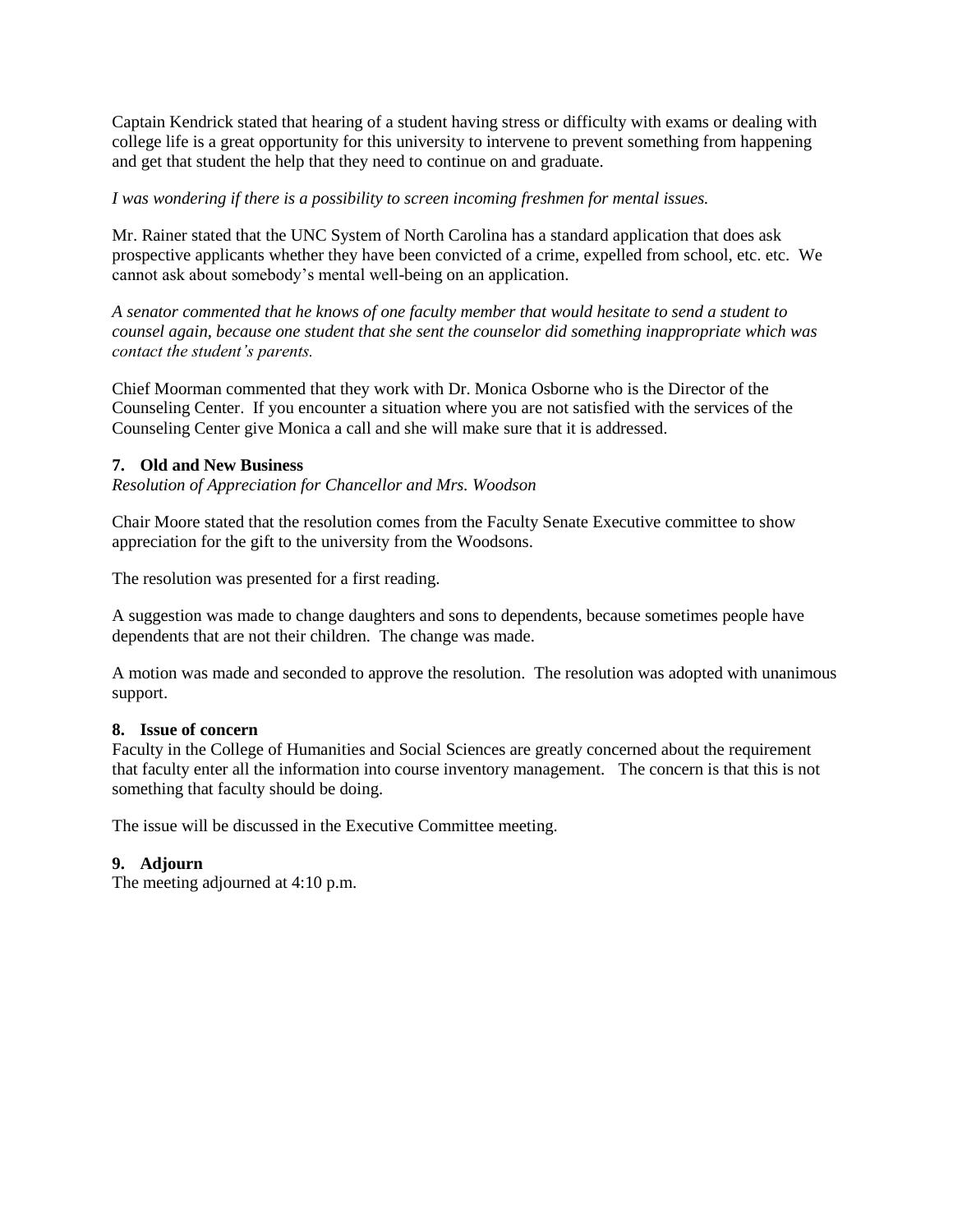Captain Kendrick stated that hearing of a student having stress or difficulty with exams or dealing with college life is a great opportunity for this university to intervene to prevent something from happening and get that student the help that they need to continue on and graduate.

*I was wondering if there is a possibility to screen incoming freshmen for mental issues.*

Mr. Rainer stated that the UNC System of North Carolina has a standard application that does ask prospective applicants whether they have been convicted of a crime, expelled from school, etc. etc. We cannot ask about somebody's mental well-being on an application.

*A senator commented that he knows of one faculty member that would hesitate to send a student to counsel again, because one student that she sent the counselor did something inappropriate which was contact the student's parents.*

Chief Moorman commented that they work with Dr. Monica Osborne who is the Director of the Counseling Center. If you encounter a situation where you are not satisfied with the services of the Counseling Center give Monica a call and she will make sure that it is addressed.

**7. Old and New Business**

*Resolution of Appreciation for Chancellor and Mrs. Woodson*

Chair Moore stated that the resolution comes from the Faculty Senate Executive committee to show appreciation for the gift to the university from the Woodsons.

The resolution was presented for a first reading.

A suggestion was made to change daughters and sons to dependents, because sometimes people have dependents that are not their children. The change was made.

A motion was made and seconded to approve the resolution. The resolution was adopted with unanimous support.

**8. Issue of concern**

Faculty in the College of Humanities and Social Sciences are greatly concerned about the requirement that faculty enter all the information into course inventory management. The concern is that this is not something that faculty should be doing.

The issue will be discussed in the Executive Committee meeting.

**9. Adjourn**

The meeting adjourned at 4:10 p.m.